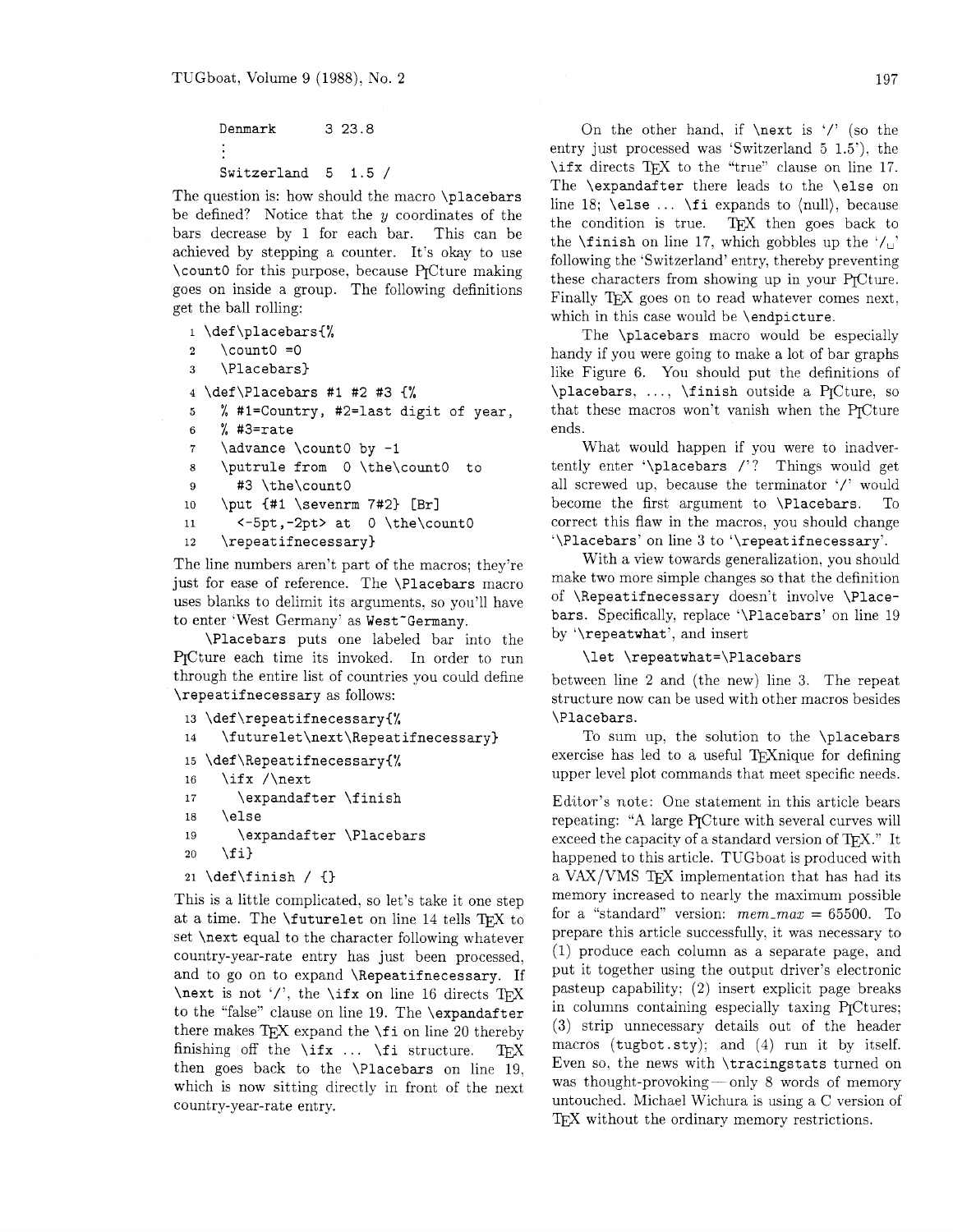```
Denmark      3 23.8
   ⋮
Switzerland  5  1.5 /
```

The question is: how should the macro `\placebars` be defined? Notice that the $y$ coordinates of the bars decrease by 1 for each bar. This can be achieved by stepping a counter. It's okay to use `\count0` for this purpose, because PiCture making goes on inside a group. The following definitions get the ball rolling:

```
 1 \def\placebars{%
 2   \count0 =0
 3   \Placebars}
 4 \def\Placebars #1 #2 #3 {%
 5   % #1=Country, #2=last digit of year,
 6   % #3=rate
 7   \advance \count0 by -1
 8   \putrule from  0 \the\count0  to
 9     #3 \the\count0
10   \put {#1 \sevenrm 7#2} [Br]
11     <-5pt,-2pt> at  0 \the\count0
12   \repeatifnecessary}
```

The line numbers aren't part of the macros; they're just for ease of reference. The `\Placebars` macro uses blanks to delimit its arguments, so you'll have to enter 'West Germany' as `West~Germany`.

`\Placebars` puts one labeled bar into the PiCture each time its invoked. In order to run through the entire list of countries you could define `\repeatifnecessary` as follows:

```
13 \def\repeatifnecessary{%
14   \futurelet\next\Repeatifnecessary}
15 \def\Repeatifnecessary{%
16   \ifx /\next
17     \expandafter \finish
18   \else
19     \expandafter \Placebars
20   \fi}
21 \def\finish / {}
```

This is a little complicated, so let's take it one step at a time. The `\futurelet` on line 14 tells TeX to set `\next` equal to the character following whatever country-year-rate entry has just been processed, and to go on to expand `\Repeatifnecessary`. If `\next` is not '/', the `\ifx` on line 16 directs TeX to the "false" clause on line 19. The `\expandafter` there makes TeX expand the `\fi` on line 20 thereby finishing off the `\ifx ... \fi` structure. TeX then goes back to the `\Placebars` on line 19, which is now sitting directly in front of the next country-year-rate entry.

On the other hand, if `\next` is '/' (so the entry just processed was 'Switzerland 5 1.5'), the `\ifx` directs TeX to the "true" clause on line 17. The `\expandafter` there leads to the `\else` on line 18; `\else ... \fi` expands to ⟨null⟩, because the condition is true. TeX then goes back to the `\finish` on line 17, which gobbles up the '/␣' following the 'Switzerland' entry, thereby preventing these characters from showing up in your PiCture. Finally TeX goes on to read whatever comes next, which in this case would be `\endpicture`.

The `\placebars` macro would be especially handy if you were going to make a lot of bar graphs like Figure 6. You should put the definitions of `\placebars`, ..., `\finish` outside a PiCture, so that these macros won't vanish when the PiCture ends.

What would happen if you were to inadvertently enter '`\placebars /`'? Things would get all screwed up, because the terminator '/' would become the first argument to `\Placebars`. To correct this flaw in the macros, you should change '`\Placebars`' on line 3 to '`\repeatifnecessary`'.

With a view towards generalization, you should make two more simple changes so that the definition of `\Repeatifnecessary` doesn't involve `\Placebars`. Specifically, replace '`\Placebars`' on line 19 by '`\repeatwhat`', and insert

```
\let \repeatwhat=\Placebars
```

between line 2 and (the new) line 3. The repeat structure now can be used with other macros besides `\Placebars`.

To sum up, the solution to the `\placebars` exercise has led to a useful TeXnique for defining upper level plot commands that meet specific needs.

Editor's note: One statement in this article bears repeating: "A large PiCture with several curves will exceed the capacity of a standard version of TeX." It happened to this article. TUGboat is produced with a VAX/VMS TeX implementation that has had its memory increased to nearly the maximum possible for a "standard" version: *mem_max* = 65500. To prepare this article successfully, it was necessary to (1) produce each column as a separate page, and put it together using the output driver's electronic pasteup capability; (2) insert explicit page breaks in columns containing especially taxing PiCtures; (3) strip unnecessary details out of the header macros (`tugbot.sty`); and (4) run it by itself. Even so, the news with `\tracingstats` turned on was thought-provoking — only 8 words of memory untouched. Michael Wichura is using a C version of TeX without the ordinary memory restrictions.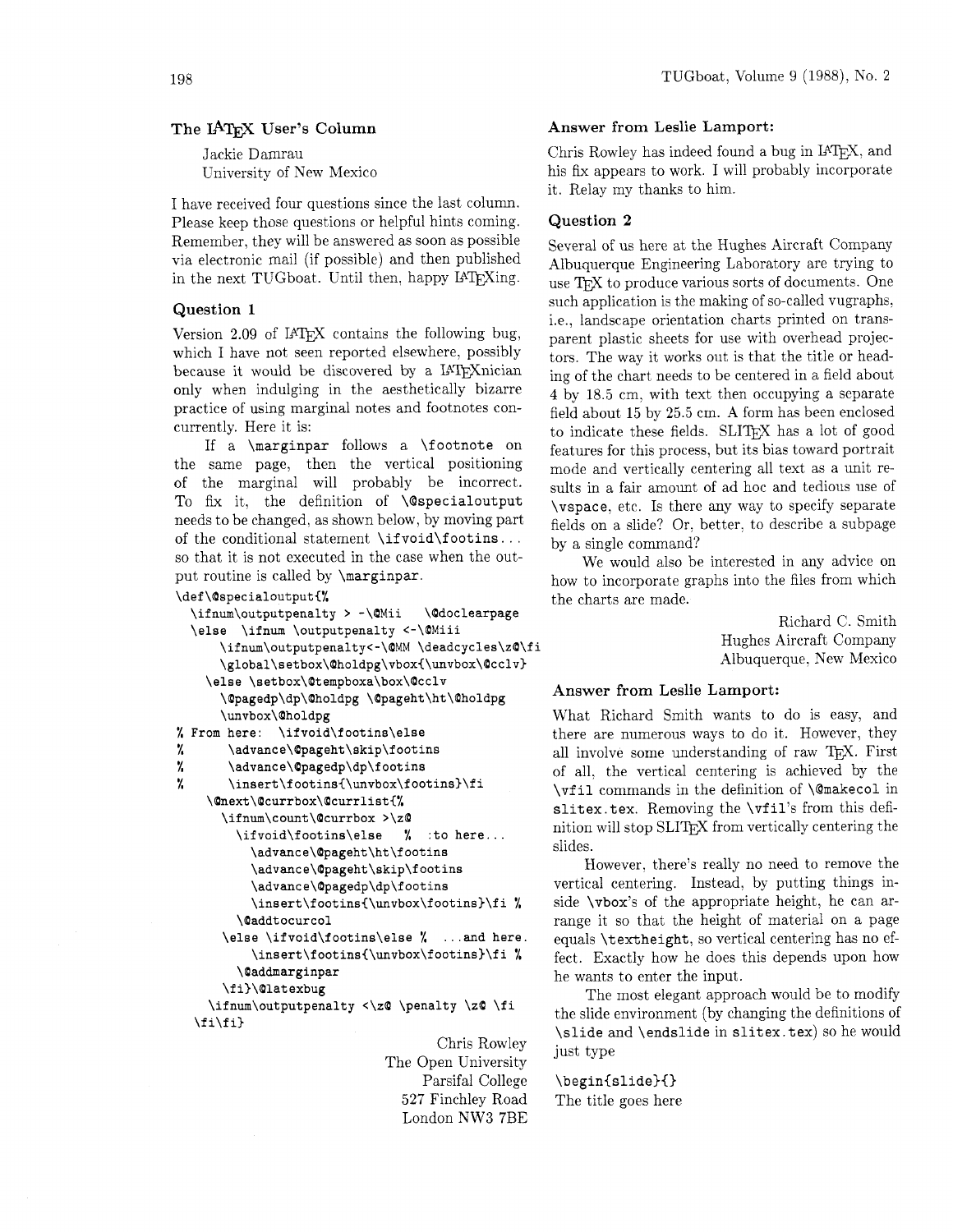## The LaTeX User's Column

Jackie Damrau
University of New Mexico

I have received four questions since the last column. Please keep those questions or helpful hints coming. Remember, they will be answered as soon as possible via electronic mail (if possible) and then published in the next TUGboat. Until then, happy LaTeXing.

### Question 1

Version 2.09 of LaTeX contains the following bug, which I have not seen reported elsewhere, possibly because it would be discovered by a LaTeXnician only when indulging in the aesthetically bizarre practice of using marginal notes and footnotes concurrently. Here it is:

If a `\marginpar` follows a `\footnote` on the same page, then the vertical positioning of the marginal will probably be incorrect. To fix it, the definition of `\@specialoutput` needs to be changed, as shown below, by moving part of the conditional statement `\ifvoid\footins...` so that it is not executed in the case when the output routine is called by `\marginpar`.

```
\def\@specialoutput{%
  \ifnum\outputpenalty > -\@Mii    \@doclearpage
  \else  \ifnum \outputpenalty <-\@Miii
       \ifnum\outputpenalty<-\@MM \deadcycles\z@\fi
       \global\setbox\@holdpg\vbox{\unvbox\@cclv}
    \else \setbox\@tempboxa\box\@cclv
       \@pagedp\dp\@holdpg \@pageht\ht\@holdpg
       \unvbox\@holdpg
% From here:  \ifvoid\footins\else
%        \advance\@pageht\skip\footins
%        \advance\@pagedp\dp\footins
%        \insert\footins{\unvbox\footins}\fi
     \@next\@currbox\@currlist{%
       \ifnum\count\@currbox >\z@
         \ifvoid\footins\else   %  :to here...
            \advance\@pageht\ht\footins
            \advance\@pageht\skip\footins
            \advance\@pagedp\dp\footins
            \insert\footins{\unvbox\footins}\fi %
         \@addtocurcol
       \else \ifvoid\footins\else %  ...and here.
            \insert\footins{\unvbox\footins}\fi %
         \@addmarginpar
       \fi}\@latexbug
    \ifnum\outputpenalty <\z@ \penalty \z@ \fi
  \fi\fi}
```

Chris Rowley
The Open University
Parsifal College
527 Finchley Road
London NW3 7BE

### Answer from Leslie Lamport:

Chris Rowley has indeed found a bug in LaTeX, and his fix appears to work. I will probably incorporate it. Relay my thanks to him.

### Question 2

Several of us here at the Hughes Aircraft Company Albuquerque Engineering Laboratory are trying to use TeX to produce various sorts of documents. One such application is the making of so-called vugraphs, i.e., landscape orientation charts printed on transparent plastic sheets for use with overhead projectors. The way it works out is that the title or heading of the chart needs to be centered in a field about 4 by 18.5 cm, with text then occupying a separate field about 15 by 25.5 cm. A form has been enclosed to indicate these fields. SLITeX has a lot of good features for this process, but its bias toward portrait mode and vertically centering all text as a unit results in a fair amount of ad hoc and tedious use of `\vspace`, etc. Is there any way to specify separate fields on a slide? Or, better, to describe a subpage by a single command?

We would also be interested in any advice on how to incorporate graphs into the files from which the charts are made.

Richard C. Smith
Hughes Aircraft Company
Albuquerque, New Mexico

### Answer from Leslie Lamport:

What Richard Smith wants to do is easy, and there are numerous ways to do it. However, they all involve some understanding of raw TeX. First of all, the vertical centering is achieved by the `\vfil` commands in the definition of `\@makecol` in `slitex.tex`. Removing the `\vfil`'s from this definition will stop SLITeX from vertically centering the slides.

However, there's really no need to remove the vertical centering. Instead, by putting things inside `\vbox`'s of the appropriate height, he can arrange it so that the height of material on a page equals `\textheight`, so vertical centering has no effect. Exactly how he does this depends upon how he wants to enter the input.

The most elegant approach would be to modify the slide environment (by changing the definitions of `\slide` and `\endslide` in `slitex.tex`) so he would just type

```
\begin{slide}{}
The title goes here
```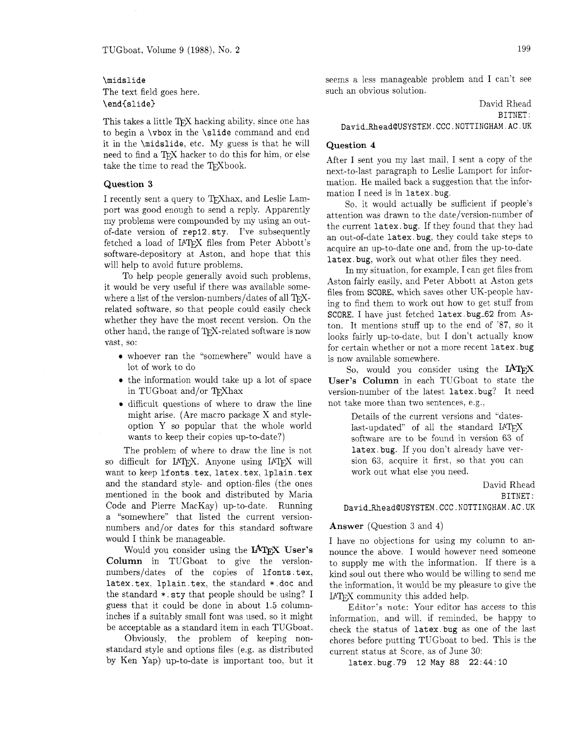```
\midslide
The text field goes here.
\end{slide}
```

This takes a little TeX hacking ability, since one has to begin a `\vbox` in the `\slide` command and end it in the `\midslide`, etc. My guess is that he will need to find a TeX hacker to do this for him, or else take the time to read the TeXbook.

### Question 3

I recently sent a query to TeXhax, and Leslie Lamport was good enough to send a reply. Apparently my problems were compounded by my using an out-of-date version of `rep12.sty`. I've subsequently fetched a load of LaTeX files from Peter Abbott's software-depository at Aston, and hope that this will help to avoid future problems.

To help people generally avoid such problems, it would be very useful if there was available somewhere a list of the version-numbers/dates of all TeX-related software, so that people could easily check whether they have the most recent version. On the other hand, the range of TeX-related software is now vast, so:

- whoever ran the "somewhere" would have a lot of work to do
- the information would take up a lot of space in TUGboat and/or TeXhax
- difficult questions of where to draw the line might arise. (Are macro package X and style-option Y so popular that the whole world wants to keep their copies up-to-date?)

The problem of where to draw the line is not so difficult for LaTeX. Anyone using LaTeX will want to keep `lfonts.tex`, `latex.tex`, `lplain.tex` and the standard style- and option-files (the ones mentioned in the book and distributed by Maria Code and Pierre MacKay) up-to-date. Running a "somewhere" that listed the current version-numbers and/or dates for this standard software would I think be manageable.

Would you consider using the **LaTeX User's Column** in TUGboat to give the version-numbers/dates of the copies of `lfonts.tex`, `latex.tex`, `lplain.tex`, the standard `*.doc` and the standard `*.sty` that people should be using? I guess that it could be done in about 1.5 column-inches if a suitably small font was used, so it might be acceptable as a standard item in each TUGboat.

Obviously, the problem of keeping non-standard style and options files (e.g. as distributed by Ken Yap) up-to-date is important too, but it seems a less manageable problem and I can't see such an obvious solution.

David Rhead
BITNET:
`David_Rhead@USYSTEM.CCC.NOTTINGHAM.AC.UK`

### Question 4

After I sent you my last mail, I sent a copy of the next-to-last paragraph to Leslie Lamport for information. He mailed back a suggestion that the information I need is in `latex.bug`.

So, it would actually be sufficient if people's attention was drawn to the date/version-number of the current `latex.bug`. If they found that they had an out-of-date `latex.bug`, they could take steps to acquire an up-to-date one and, from the up-to-date `latex.bug`, work out what other files they need.

In my situation, for example, I can get files from Aston fairly easily, and Peter Abbott at Aston gets files from SCORE, which saves other UK-people having to find them to work out how to get stuff from SCORE. I have just fetched `latex.bug_62` from Aston. It mentions stuff up to the end of '87, so it looks fairly up-to-date, but I don't actually know for certain whether or not a more recent `latex.bug` is now available somewhere.

So, would you consider using the **LaTeX User's Column** in each TUGboat to state the version-number of the latest `latex.bug`? It need not take more than two sentences, e.g.,

> Details of the current versions and "dates-last-updated" of all the standard LaTeX software are to be found in version 63 of `latex.bug`. If you don't already have version 63, acquire it first, so that you can work out what else you need.

David Rhead
BITNET:
`David_Rhead@USYSTEM.CCC.NOTTINGHAM.AC.UK`

### Answer (Question 3 and 4)

I have no objections for using my column to announce the above. I would however need someone to supply me with the information. If there is a kind soul out there who would be willing to send me the information, it would be my pleasure to give the LaTeX community this added help.

*Editor's note:* Your editor has access to this information, and will, if reminded, be happy to check the status of `latex.bug` as one of the last chores before putting TUGboat to bed. This is the current status at Score, as of June 30:

```
latex.bug.79   12 May 88   22:44:10
```